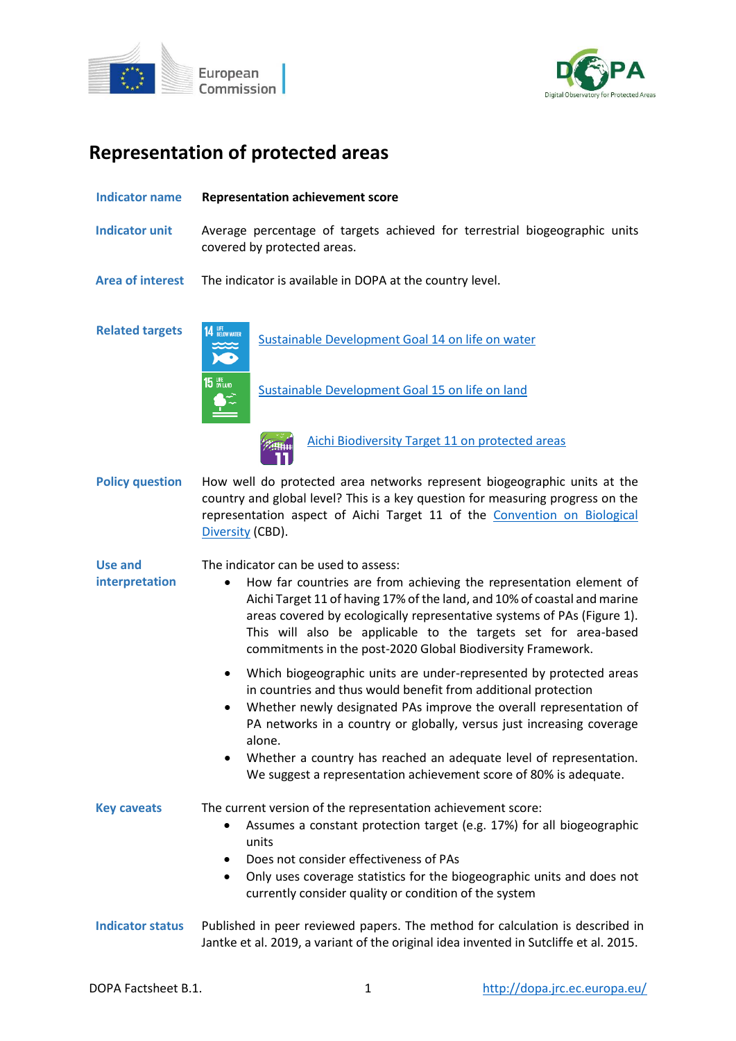# Representation of protected areas

**Indicator name** **Representation achievement score**

**Indicator unit** Average percentage of targets achieved for terrestrial biogeographic units covered by protected areas.

**Area of interest** The indicator is available in DOPA at the country level.

**Related targets**

- [Sustainable Development Goal 14 on life on water]
- [Sustainable Development Goal 15 on life on land]
- [Aichi Biodiversity Target 11 on protected areas]

**Policy question** How well do protected area networks represent biogeographic units at the country and global level? This is a key question for measuring progress on the representation aspect of Aichi Target 11 of the Convention on Biological Diversity (CBD).

**Use and interpretation** The indicator can be used to assess:

- How far countries are from achieving the representation element of Aichi Target 11 of having 17% of the land, and 10% of coastal and marine areas covered by ecologically representative systems of PAs (Figure 1). This will also be applicable to the targets set for area-based commitments in the post-2020 Global Biodiversity Framework.
- Which biogeographic units are under-represented by protected areas in countries and thus would benefit from additional protection
- Whether newly designated PAs improve the overall representation of PA networks in a country or globally, versus just increasing coverage alone.
- Whether a country has reached an adequate level of representation. We suggest a representation achievement score of 80% is adequate.

**Key caveats** The current version of the representation achievement score:

- Assumes a constant protection target (e.g. 17%) for all biogeographic units
- Does not consider effectiveness of PAs
- Only uses coverage statistics for the biogeographic units and does not currently consider quality or condition of the system

**Indicator status** Published in peer reviewed papers. The method for calculation is described in Jantke et al. 2019, a variant of the original idea invented in Sutcliffe et al. 2015.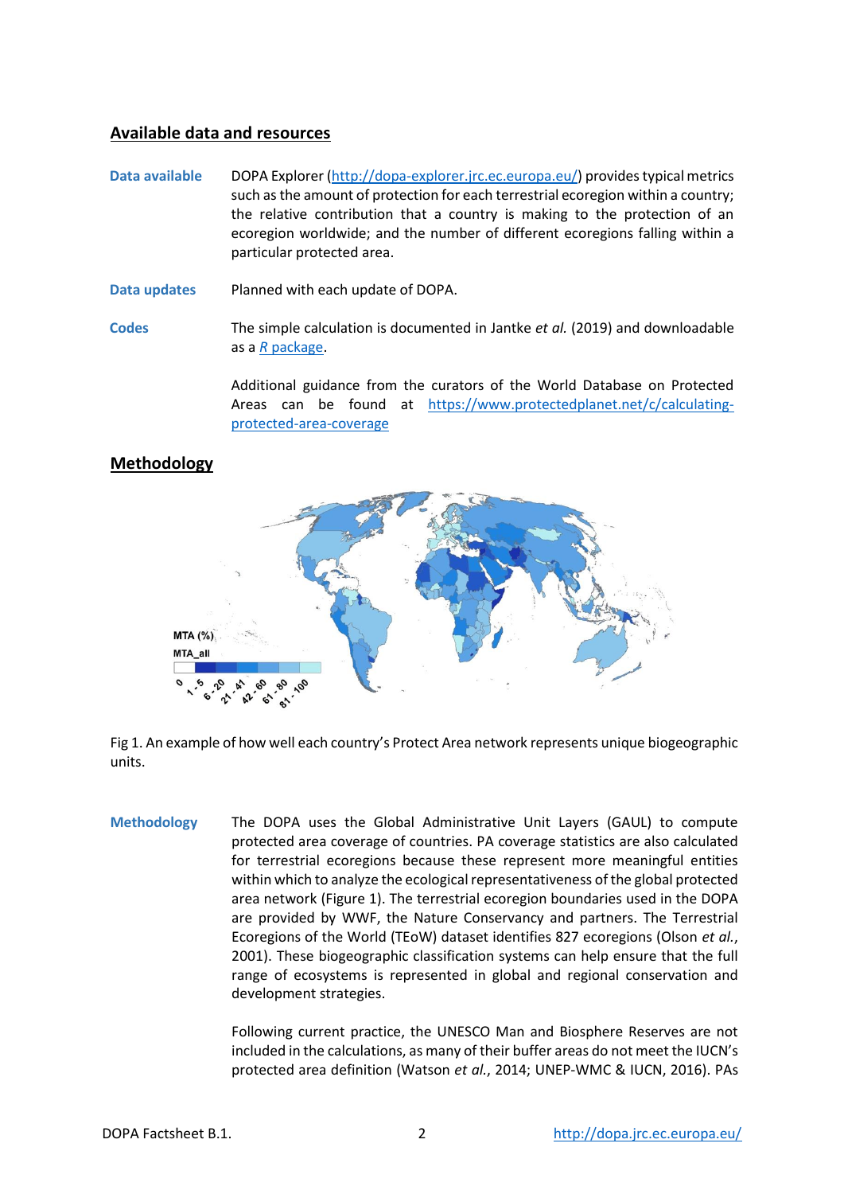## Available data and resources

**Data available** DOPA Explorer (http://dopa-explorer.jrc.ec.europa.eu/) provides typical metrics such as the amount of protection for each terrestrial ecoregion within a country; the relative contribution that a country is making to the protection of an ecoregion worldwide; and the number of different ecoregions falling within a particular protected area.

**Data updates** Planned with each update of DOPA.

**Codes** The simple calculation is documented in Jantke *et al.* (2019) and downloadable as a *R* package.

Additional guidance from the curators of the World Database on Protected Areas can be found at https://www.protectedplanet.net/c/calculating-protected-area-coverage

## Methodology

Fig 1. An example of how well each country's Protect Area network represents unique biogeographic units.

**Methodology** The DOPA uses the Global Administrative Unit Layers (GAUL) to compute protected area coverage of countries. PA coverage statistics are also calculated for terrestrial ecoregions because these represent more meaningful entities within which to analyze the ecological representativeness of the global protected area network (Figure 1). The terrestrial ecoregion boundaries used in the DOPA are provided by WWF, the Nature Conservancy and partners. The Terrestrial Ecoregions of the World (TEoW) dataset identifies 827 ecoregions (Olson *et al.*, 2001). These biogeographic classification systems can help ensure that the full range of ecosystems is represented in global and regional conservation and development strategies.

Following current practice, the UNESCO Man and Biosphere Reserves are not included in the calculations, as many of their buffer areas do not meet the IUCN's protected area definition (Watson *et al.*, 2014; UNEP-WMC & IUCN, 2016). PAs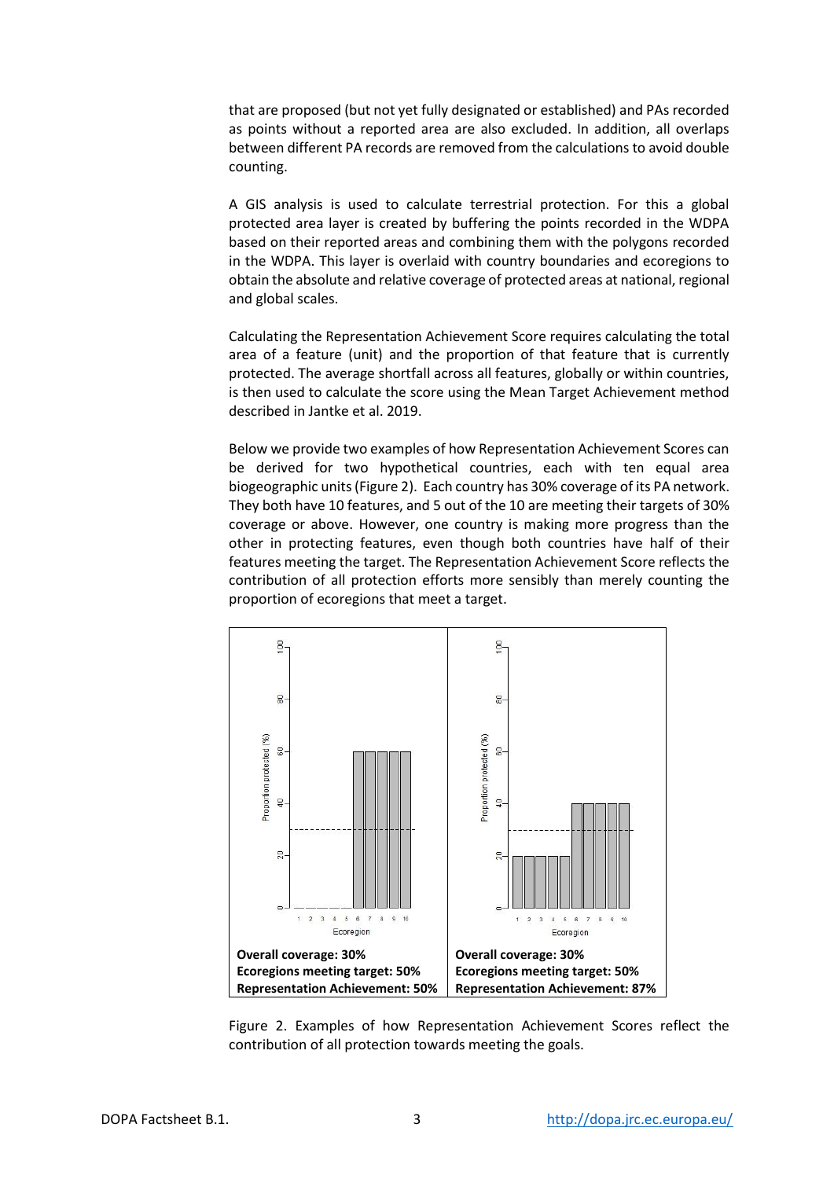that are proposed (but not yet fully designated or established) and PAs recorded as points without a reported area are also excluded. In addition, all overlaps between different PA records are removed from the calculations to avoid double counting.

A GIS analysis is used to calculate terrestrial protection. For this a global protected area layer is created by buffering the points recorded in the WDPA based on their reported areas and combining them with the polygons recorded in the WDPA. This layer is overlaid with country boundaries and ecoregions to obtain the absolute and relative coverage of protected areas at national, regional and global scales.

Calculating the Representation Achievement Score requires calculating the total area of a feature (unit) and the proportion of that feature that is currently protected. The average shortfall across all features, globally or within countries, is then used to calculate the score using the Mean Target Achievement method described in Jantke et al. 2019.

Below we provide two examples of how Representation Achievement Scores can be derived for two hypothetical countries, each with ten equal area biogeographic units (Figure 2). Each country has 30% coverage of its PA network. They both have 10 features, and 5 out of the 10 are meeting their targets of 30% coverage or above. However, one country is making more progress than the other in protecting features, even though both countries have half of their features meeting the target. The Representation Achievement Score reflects the contribution of all protection efforts more sensibly than merely counting the proportion of ecoregions that meet a target.

| | |
|---|---|
| **Overall coverage: 30%** | **Overall coverage: 30%** |
| **Ecoregions meeting target: 50%** | **Ecoregions meeting target: 50%** |
| **Representation Achievement: 50%** | **Representation Achievement: 87%** |

Figure 2. Examples of how Representation Achievement Scores reflect the contribution of all protection towards meeting the goals.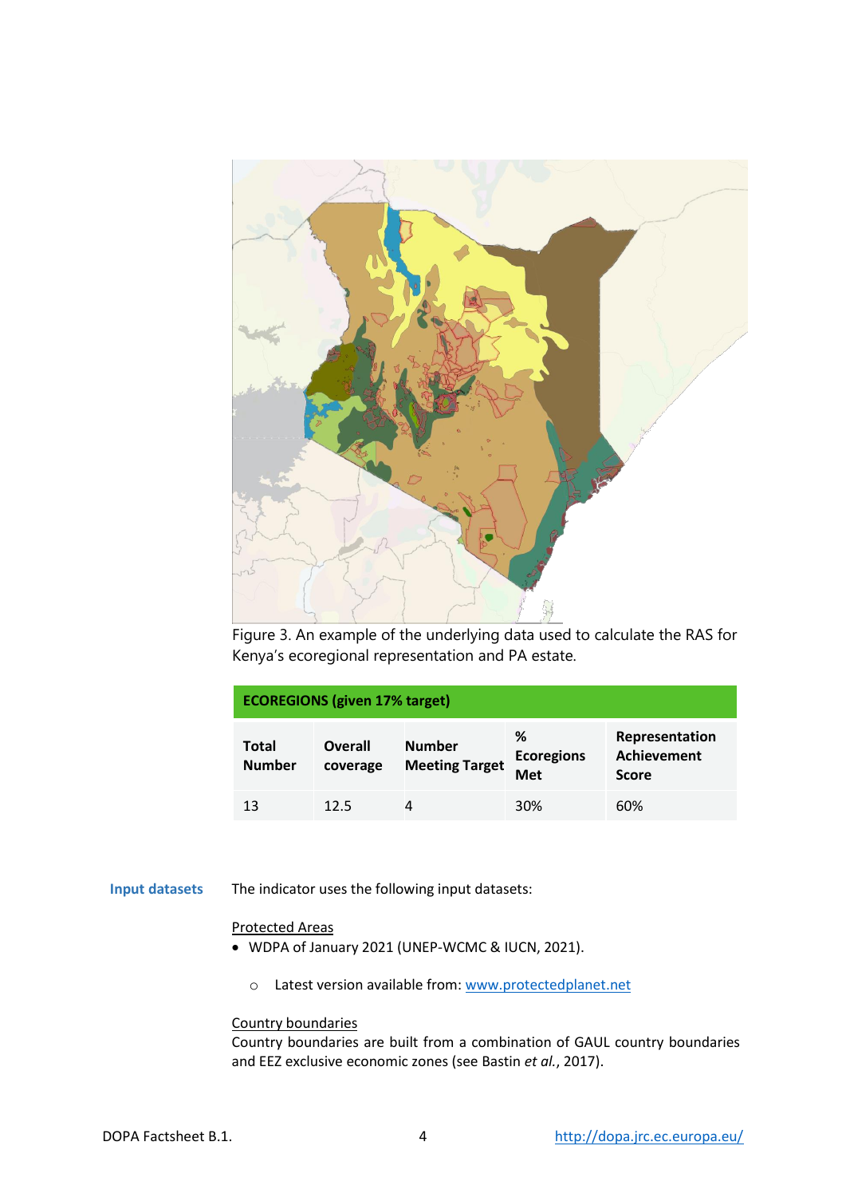Figure 3. An example of the underlying data used to calculate the RAS for Kenya's ecoregional representation and PA estate.

| ECOREGIONS (given 17% target) | | | | |
|---|---|---|---|---|
| **Total Number** | **Overall coverage** | **Number Meeting Target** | **% Ecoregions Met** | **Representation Achievement Score** |
| 13 | 12.5 | 4 | 30% | 60% |

**Input datasets**

The indicator uses the following input datasets:

Protected Areas

- WDPA of January 2021 (UNEP-WCMC & IUCN, 2021).
  - Latest version available from: [www.protectedplanet.net](http://www.protectedplanet.net)

Country boundaries

Country boundaries are built from a combination of GAUL country boundaries and EEZ exclusive economic zones (see Bastin *et al.*, 2017).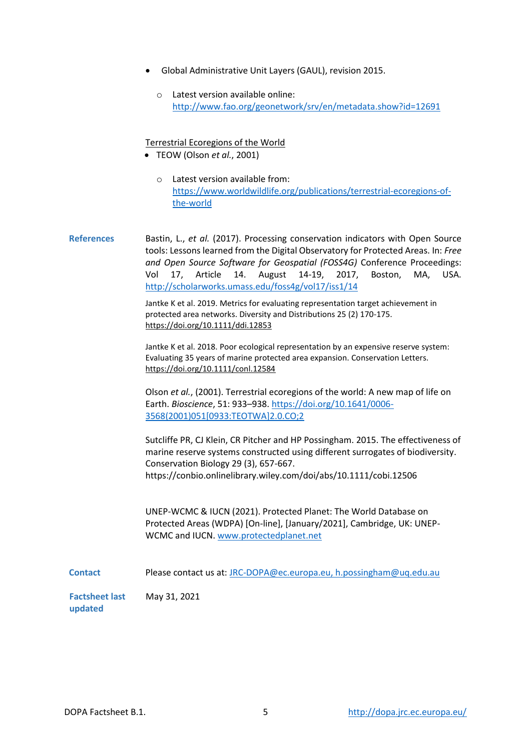- Global Administrative Unit Layers (GAUL), revision 2015.
    - Latest version available online: http://www.fao.org/geonetwork/srv/en/metadata.show?id=12691

Terrestrial Ecoregions of the World

- TEOW (Olson *et al.*, 2001)
    - Latest version available from: https://www.worldwildlife.org/publications/terrestrial-ecoregions-of-the-world

**References**

Bastin, L., *et al.* (2017). Processing conservation indicators with Open Source tools: Lessons learned from the Digital Observatory for Protected Areas. In: *Free and Open Source Software for Geospatial (FOSS4G)* Conference Proceedings: Vol 17, Article 14. August 14-19, 2017, Boston, MA, USA. http://scholarworks.umass.edu/foss4g/vol17/iss1/14

Jantke K et al. 2019. Metrics for evaluating representation target achievement in protected area networks. Diversity and Distributions 25 (2) 170-175. https://doi.org/10.1111/ddi.12853

Jantke K et al. 2018. Poor ecological representation by an expensive reserve system: Evaluating 35 years of marine protected area expansion. Conservation Letters. https://doi.org/10.1111/conl.12584

Olson *et al.*, (2001). Terrestrial ecoregions of the world: A new map of life on Earth. *Bioscience*, 51: 933–938. https://doi.org/10.1641/0006-3568(2001)051[0933:TEOTWA]2.0.CO;2

Sutcliffe PR, CJ Klein, CR Pitcher and HP Possingham. 2015. The effectiveness of marine reserve systems constructed using different surrogates of biodiversity. Conservation Biology 29 (3), 657-667. https://conbio.onlinelibrary.wiley.com/doi/abs/10.1111/cobi.12506

UNEP-WCMC & IUCN (2021). Protected Planet: The World Database on Protected Areas (WDPA) [On-line], [January/2021], Cambridge, UK: UNEP-WCMC and IUCN. www.protectedplanet.net

**Contact**

Please contact us at: JRC-DOPA@ec.europa.eu, h.possingham@uq.edu.au

**Factsheet last updated**

May 31, 2021